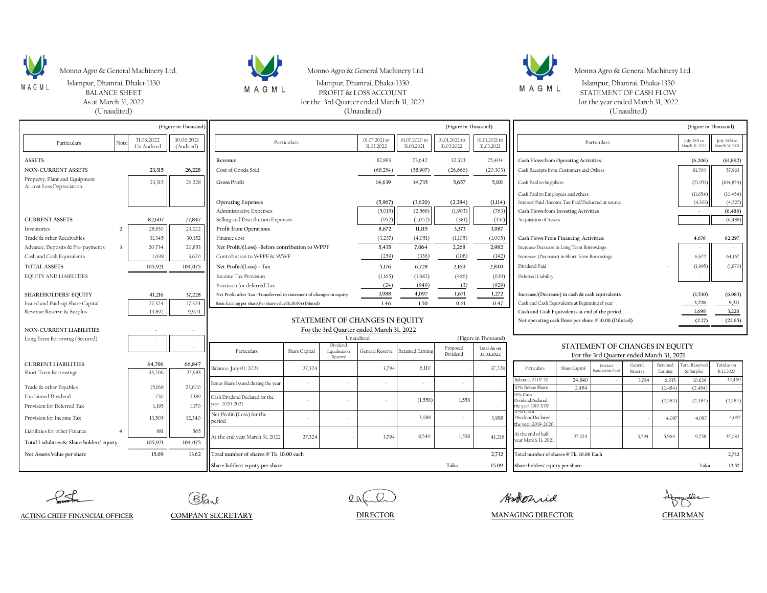# Monno Agro & General Machinery Ltd.

Islampur, Dhamrai, Dhaka-1350

## BALANCE SHEET

As at March 31, 2022

(Unaudited)

(Figure in Thousand)

| Particulars | Note | 31.03.2022 Un Audited | 30.06.2021 (Audited) |
|---|---|---|---|
| **ASSETS** | | | |
| **NON-CURRENT ASSETS** | | **23,315** | **26,228** |
| Property, Plant and Equipment At cost Less Depreciation | | 23,315 | 26,228 |
| **CURRENT ASSETS** | | **82,607** | **77,847** |
| Inventories | 2 | 28,830 | 23,222 |
| Trade & other Receivables | | 31,345 | 30,152 |
| Advance, Deposits & Pre-payments | 3 | 20,734 | 20,853 |
| Cash and Cash Equivalents | | 1,698 | 3,620 |
| **TOTAL ASSETS** | | **105,921** | **104,075** |
| EQUITY AND LIABILITIES | | | |
| **SHAREHOLDERS' EQUITY** | | **41,216** | **37,228** |
| Issued and Paid-up Share Capital | | 27,324 | 27,324 |
| Revenue Reserve & Surplus | | 13,892 | 9,904 |
| **NON-CURRENT LIABILITIES** | | - | - |
| Long Term Borrowing (Secured) | | - | - |
| **CURRENT LIABILITIES** | | **64,706** | **66,847** |
| Short Term Borrowings | | 33,206 | 27,983 |
| Trade & other Payables | | 15,169 | 23,600 |
| Unclaimed Dividend | | 750 | 1,189 |
| Provision for Deferred Tax | | 1,195 | 1,170 |
| Provision for Income Tax | | 13,505 | 12,340 |
| Liabilities for other Finance | 4 | 881 | 565 |
| **Total Liabilities & Share holders' equity** | | **105,921** | **104,075** |
| **Net Assets Value per share** | | **15.09** | **13.62** |

# Monno Agro & General Machinery Ltd.

Islampur, Dhamrai, Dhaka-1350

## PROFIT & LOSS ACCOUNT

for the 3rd Quarter ended March 31, 2022

(Unaudited)

(Figure in Thousand)

| Particulars | 01.07.2021 to 31.03.2022 | 01.07.2020 to 31.03.2021 | 01.01.2022 to 31.03.2022 | 01.01.2021 to 31.03.2021 |
|---|---|---|---|---|
| Revenue | 82,893 | 73,642 | 32,323 | 25,404 |
| Cost of Goods Sold | (68,254) | (58,907) | (26,666) | (20,303) |
| **Gross Profit** | **14,639** | **14,735** | **5,657** | **5,101** |
| Operating Expenses | (5,967) | (3,620) | (2,284) | (1,114) |
| Administrative Expenses | (5,015) | (2,568) | (1,903) | (763) |
| Selling and Distribution Expenses | (952) | (1,052) | (381) | (351) |
| Profit from Operations | 8,672 | 11,115 | 3,373 | 3,987 |
| Finance cost | (3,237) | (4,051) | (1,105) | (1,005) |
| Net Profit/(Loss) -Before contribution to WPPF | 5,435 | 7,064 | 2,268 | 2,982 |
| Contribution to WPPF & WWF | (259) | (336) | (108) | (142) |
| Net Profit/(Loss) - Tax | 5,176 | 6,728 | 2,160 | 2,840 |
| Income Tax Provision | (1,165) | (1,682) | (486) | (639) |
| Provision for deferred Tax | (24) | (949) | (3) | (929) |
| Net Profit after Tax -Transferred to statement of changes in equity | 3,988 | 4,097 | 1,671 | 1,272 |
| Basic Earning per share(Per share valueTk.10.00) (Diluted) | 1.46 | 1.50 | 0.61 | 0.47 |

## STATEMENT OF CHANGES IN EQUITY

For the 3rd Quarter ended March 31, 2022

Unaudited (Figure in Thousand)

| Particulars | Share Capital | Dividend Equalisation Reserve | General Reserve | Retained Earning | Proposed Dividend | Total As on 31.03.2022 |
|---|---|---|---|---|---|---|
| Balance, July 01, 2021 | 27,324 | - | 3,794 | 6,110 | - | 37,228 |
| Bonas Share Issued during the year | - | - | - | - | - | - |
| Cash Dividend Declared for the year 2020-2021 | - | - | - | (1,558) | 1,558 | - |
| Net Profit/(Loss) for the period | - | - | - | 3,988 | - | 3,988 |
| At the end year March 31, 2022 | 27,324 | - | 3,794 | 8,540 | 1,558 | 41,216 |
| Total number of shares @ Tk. 10.00 each | | | | | | 2,732 |
| Share holders' equity per share | | | | | Taka | 15.09 |

# Monno Agro & General Machinery Ltd.

Islampur, Dhamrai, Dhaka-1350

## STATEMENT OF CASH FLOW

for the year ended March 31, 2022

(Unaudited)

(Figure in Thousand)

| Particulars | July 2021 to March 31' 2022 | July 2020 to March 31' 2021 |
|---|---|---|
| Cash Flows from Operating Activities: | (6,206) | (61,892) |
| Cash Receipts from Customers and Others | 81,700 | 57,963 |
| Cash Paid to Suppliers | (71,951) | (104,874) |
| Cash Paid to Employees and others | (11,654) | (10,454) |
| Interest Paid /Income Tax Paid/Deducted at source | (4,301) | (4,527) |
| Cash Flows from Investing Activities | - | (6,488) |
| Acquisition of Assets | - | (6,488) |
| Cash Flows From Financing Activities: | 4,676 | 62,297 |
| Increase/Decrease in Long Term Borrowings | - | - |
| Increase/ (Decrease) in Short Term Borrowings | 6,672 | 64,167 |
| Dividend Paid | (1,995) | (1,870) |
| Deferred Liability | - | - |
| Increase/(Decrease) in cash & cash equivalents | (1,530) | (6,083) |
| Cash and Cash Equivalents at Beginning of year | 3,228 | 9,311 |
| Cash and Cash Equivalents at end of the period | 1,698 | 3,228 |
| Net operating cash flows per share @ 10.00 (Diluted) | (2.27) | (22.65) |

## STATEMENT OF CHANGES IN EQUITY

For the 3rd Quarter ended March 31, 2021

| Particulars | Share Capital | Dividend Equalisation Fund | General Reserve | Retained Earning | Total Reserved & Surplas | Total as on 31.12.2020 |
|---|---|---|---|---|---|---|
| Balance, 01.07.20 | 24,840 | - | 3,794 | 6,835 | 10,629 | 35,469 |
| 10% Bonas Share | 2,484 | - | - | (2,484) | (2,484) | - |
| 10% Cash DividendDeclared the year-2019-2020 | - | - | - | (2,484) | (2,484) | (2,484) |
| 10% Cash DividendDeclared the year-2019-2020 | - | - | - | 4,097 | 4,097 | 4,097 |
| At the end of half year March 31, 2021 | 27,324 | - | 3,794 | 5,964 | 9,758 | 37,082 |
| Total number of shares @ Tk. 10.00 Each | | | | | | 2,732 |
| Share holders' equity per share | | | | | Taka | 13.57 |

ACTING CHIEF FINANCIAL OFFICER | COMPANY SECRETARY | DIRECTOR | MANAGING DIRECTOR | CHAIRMAN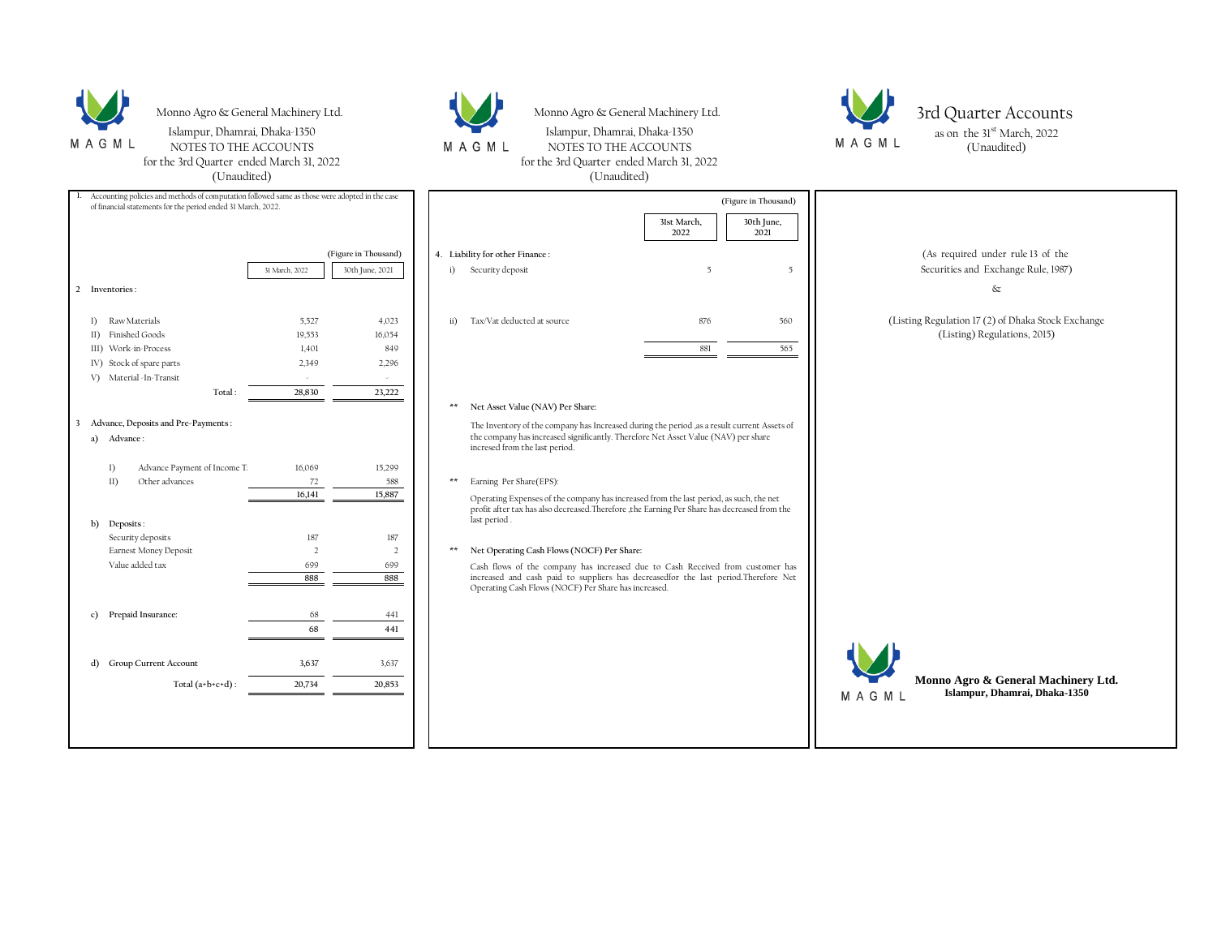# Monno Agro & General Machinery Ltd.

Islampur, Dhamrai, Dhaka-1350

NOTES TO THE ACCOUNTS

for the 3rd Quarter ended March 31, 2022

(Unaudited)

1. Accounting policies and methods of computation followed same as those were adopted in the case of financial statements for the period ended 31 March, 2022.

(Figure in Thousand)

| | | 31 March, 2022 | 30th June, 2021 |
|---|---|---|---|
| **2** | **Inventories :** | | |
| I) | Raw Materials | 5,527 | 4,023 |
| II) | Finished Goods | 19,553 | 16,054 |
| III) | Work-in-Process | 1,401 | 849 |
| IV) | Stock of spare parts | 2,349 | 2,296 |
| V) | Material -In-Transit | - | - |
| | Total : | 28,830 | 23,222 |
| **3** | **Advance, Deposits and Pre-Payments :** | | |
| a) | Advance : | | |
| I) | Advance Payment of Income T. | 16,069 | 15,299 |
| II) | Other advances | 72 | 588 |
| | | 16,141 | 15,887 |
| b) | Deposits : | | |
| | Security deposits | 187 | 187 |
| | Earnest Money Deposit | 2 | 2 |
| | Value added tax | 699 | 699 |
| | | 888 | 888 |
| c) | Prepaid Insurance: | 68 | 441 |
| | | 68 | 441 |
| d) | Group Current Account | 3,637 | 3,637 |
| | Total (a+b+c+d) : | 20,734 | 20,853 |

(Figure in Thousand)

| | | 31st March, 2022 | 30th June, 2021 |
|---|---|---|---|
| **4.** | **Liability for other Finance :** | | |
| i) | Security deposit | 5 | 5 |
| ii) | Tax/Vat deducted at source | 876 | 560 |
| | | 881 | 565 |

** **Net Asset Value (NAV) Per Share:**

The Inventory of the company has Increased during the period ,as a result current Assets of the company has increased significantly. Therefore Net Asset Value (NAV) per share incresed from the last period.

** Earning Per Share(EPS):

Operating Expenses of the company has increased from the last period, as such, the net profit after tax has also decreased.Therefore ,the Earning Per Share has decreased from the last period .

** **Net Operating Cash Flows (NOCF) Per Share:**

Cash flows of the company has increased due to Cash Received from customer has increased and cash paid to suppliers has decreasedfor the last period.Therefore Net Operating Cash Flows (NOCF) Per Share has increased.

# 3rd Quarter Accounts

as on the 31st March, 2022

(Unaudited)

(As required under rule 13 of the Securities and Exchange Rule, 1987)

&

(Listing Regulation 17 (2) of Dhaka Stock Exchange (Listing) Regulations, 2015)

**Monno Agro & General Machinery Ltd.**

**Islampur, Dhamrai, Dhaka-1350**